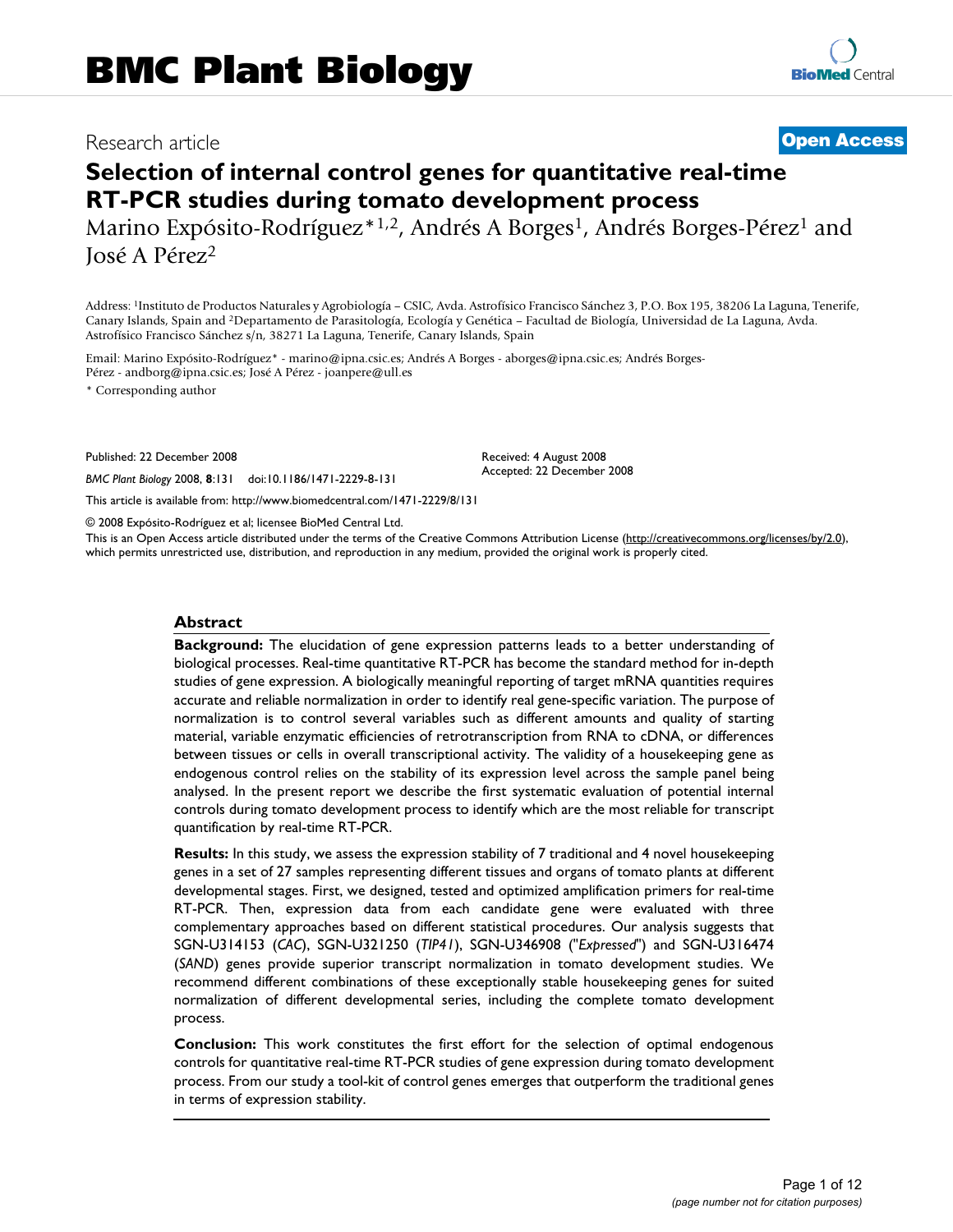# BMC Plant Biology

Research article

**Open Access**

# Selection of internal control genes for quantitative real-time RT-PCR studies during tomato development process

Marino Expósito-Rodríguez*[1,2], Andrés A Borges[1], Andrés Borges-Pérez[1] and José A Pérez[2]

Address: [1]Instituto de Productos Naturales y Agrobiología – CSIC, Avda. Astrofísico Francisco Sánchez 3, P.O. Box 195, 38206 La Laguna, Tenerife, Canary Islands, Spain and [2]Departamento de Parasitología, Ecología y Genética – Facultad de Biología, Universidad de La Laguna, Avda. Astrofísico Francisco Sánchez s/n, 38271 La Laguna, Tenerife, Canary Islands, Spain

Email: Marino Expósito-Rodríguez* - marino@ipna.csic.es; Andrés A Borges - aborges@ipna.csic.es; Andrés Borges-Pérez - andborg@ipna.csic.es; José A Pérez - joanpere@ull.es

\* Corresponding author

Published: 22 December 2008

*BMC Plant Biology* 2008, **8**:131 doi:10.1186/1471-2229-8-131

Received: 4 August 2008
Accepted: 22 December 2008

This article is available from: http://www.biomedcentral.com/1471-2229/8/131

© 2008 Expósito-Rodríguez et al; licensee BioMed Central Ltd.

This is an Open Access article distributed under the terms of the Creative Commons Attribution License (http://creativecommons.org/licenses/by/2.0), which permits unrestricted use, distribution, and reproduction in any medium, provided the original work is properly cited.

## Abstract

**Background:** The elucidation of gene expression patterns leads to a better understanding of biological processes. Real-time quantitative RT-PCR has become the standard method for in-depth studies of gene expression. A biologically meaningful reporting of target mRNA quantities requires accurate and reliable normalization in order to identify real gene-specific variation. The purpose of normalization is to control several variables such as different amounts and quality of starting material, variable enzymatic efficiencies of retrotranscription from RNA to cDNA, or differences between tissues or cells in overall transcriptional activity. The validity of a housekeeping gene as endogenous control relies on the stability of its expression level across the sample panel being analysed. In the present report we describe the first systematic evaluation of potential internal controls during tomato development process to identify which are the most reliable for transcript quantification by real-time RT-PCR.

**Results:** In this study, we assess the expression stability of 7 traditional and 4 novel housekeeping genes in a set of 27 samples representing different tissues and organs of tomato plants at different developmental stages. First, we designed, tested and optimized amplification primers for real-time RT-PCR. Then, expression data from each candidate gene were evaluated with three complementary approaches based on different statistical procedures. Our analysis suggests that SGN-U314153 (*CAC*), SGN-U321250 (*TIP41*), SGN-U346908 ("*Expressed*") and SGN-U316474 (*SAND*) genes provide superior transcript normalization in tomato development studies. We recommend different combinations of these exceptionally stable housekeeping genes for suited normalization of different developmental series, including the complete tomato development process.

**Conclusion:** This work constitutes the first effort for the selection of optimal endogenous controls for quantitative real-time RT-PCR studies of gene expression during tomato development process. From our study a tool-kit of control genes emerges that outperform the traditional genes in terms of expression stability.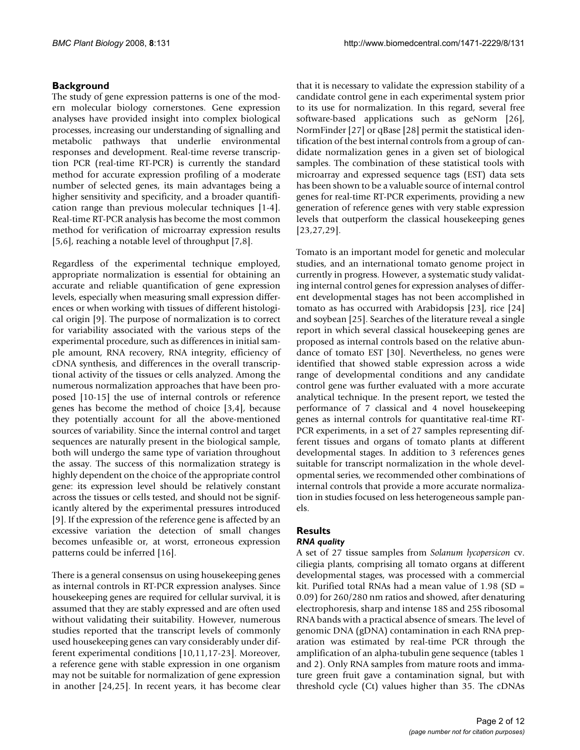## Background

The study of gene expression patterns is one of the modern molecular biology cornerstones. Gene expression analyses have provided insight into complex biological processes, increasing our understanding of signalling and metabolic pathways that underlie environmental responses and development. Real-time reverse transcription PCR (real-time RT-PCR) is currently the standard method for accurate expression profiling of a moderate number of selected genes, its main advantages being a higher sensitivity and specificity, and a broader quantification range than previous molecular techniques [1-4]. Real-time RT-PCR analysis has become the most common method for verification of microarray expression results [5,6], reaching a notable level of throughput [7,8].

Regardless of the experimental technique employed, appropriate normalization is essential for obtaining an accurate and reliable quantification of gene expression levels, especially when measuring small expression differences or when working with tissues of different histological origin [9]. The purpose of normalization is to correct for variability associated with the various steps of the experimental procedure, such as differences in initial sample amount, RNA recovery, RNA integrity, efficiency of cDNA synthesis, and differences in the overall transcriptional activity of the tissues or cells analyzed. Among the numerous normalization approaches that have been proposed [10-15] the use of internal controls or reference genes has become the method of choice [3,4], because they potentially account for all the above-mentioned sources of variability. Since the internal control and target sequences are naturally present in the biological sample, both will undergo the same type of variation throughout the assay. The success of this normalization strategy is highly dependent on the choice of the appropriate control gene: its expression level should be relatively constant across the tissues or cells tested, and should not be significantly altered by the experimental pressures introduced [9]. If the expression of the reference gene is affected by an excessive variation the detection of small changes becomes unfeasible or, at worst, erroneous expression patterns could be inferred [16].

There is a general consensus on using housekeeping genes as internal controls in RT-PCR expression analyses. Since housekeeping genes are required for cellular survival, it is assumed that they are stably expressed and are often used without validating their suitability. However, numerous studies reported that the transcript levels of commonly used housekeeping genes can vary considerably under different experimental conditions [10,11,17-23]. Moreover, a reference gene with stable expression in one organism may not be suitable for normalization of gene expression in another [24,25]. In recent years, it has become clear that it is necessary to validate the expression stability of a candidate control gene in each experimental system prior to its use for normalization. In this regard, several free software-based applications such as geNorm [26], NormFinder [27] or qBase [28] permit the statistical identification of the best internal controls from a group of candidate normalization genes in a given set of biological samples. The combination of these statistical tools with microarray and expressed sequence tags (EST) data sets has been shown to be a valuable source of internal control genes for real-time RT-PCR experiments, providing a new generation of reference genes with very stable expression levels that outperform the classical housekeeping genes [23,27,29].

Tomato is an important model for genetic and molecular studies, and an international tomato genome project in currently in progress. However, a systematic study validating internal control genes for expression analyses of different developmental stages has not been accomplished in tomato as has occurred with Arabidopsis [23], rice [24] and soybean [25]. Searches of the literature reveal a single report in which several classical housekeeping genes are proposed as internal controls based on the relative abundance of tomato EST [30]. Nevertheless, no genes were identified that showed stable expression across a wide range of developmental conditions and any candidate control gene was further evaluated with a more accurate analytical technique. In the present report, we tested the performance of 7 classical and 4 novel housekeeping genes as internal controls for quantitative real-time RT-PCR experiments, in a set of 27 samples representing different tissues and organs of tomato plants at different developmental stages. In addition to 3 references genes suitable for transcript normalization in the whole developmental series, we recommended other combinations of internal controls that provide a more accurate normalization in studies focused on less heterogeneous sample panels.

## Results

### *RNA quality*

A set of 27 tissue samples from *Solanum lycopersicon* cv. ciliegia plants, comprising all tomato organs at different developmental stages, was processed with a commercial kit. Purified total RNAs had a mean value of 1.98 (SD = 0.09) for 260/280 nm ratios and showed, after denaturing electrophoresis, sharp and intense 18S and 25S ribosomal RNA bands with a practical absence of smears. The level of genomic DNA (gDNA) contamination in each RNA preparation was estimated by real-time PCR through the amplification of an alpha-tubulin gene sequence (tables 1 and 2). Only RNA samples from mature roots and immature green fruit gave a contamination signal, but with threshold cycle (Ct) values higher than 35. The cDNAs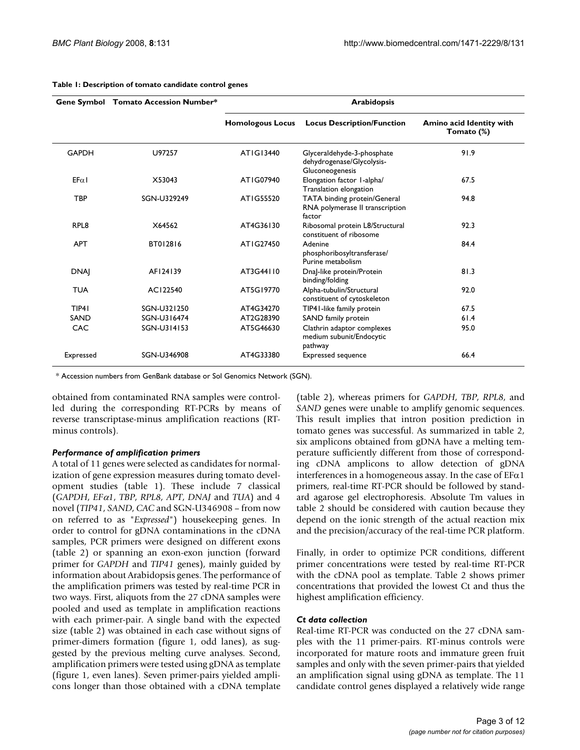**Table 1: Description of tomato candidate control genes**

| Gene Symbol | Tomato Accession Number* | Arabidopsis | | |
|---|---|---|---|---|
| | | Homologous Locus | Locus Description/Function | Amino acid Identity with Tomato (%) |
| GAPDH | U97257 | AT1G13440 | Glyceraldehyde-3-phosphate dehydrogenase/Glycolysis-Gluconeogenesis | 91.9 |
| EFα1 | X53043 | AT1G07940 | Elongation factor 1-alpha/ Translation elongation | 67.5 |
| TBP | SGN-U329249 | AT1G55520 | TATA binding protein/General RNA polymerase II transcription factor | 94.8 |
| RPL8 | X64562 | AT4G36130 | Ribosomal protein L8/Structural constituent of ribosome | 92.3 |
| APT | BT012816 | AT1G27450 | Adenine phosphoribosyltransferase/ Purine metabolism | 84.4 |
| DNAJ | AF124139 | AT3G44110 | DnaJ-like protein/Protein binding/folding | 81.3 |
| TUA | AC122540 | AT5G19770 | Alpha-tubulin/Structural constituent of cytoskeleton | 92.0 |
| TIP41 | SGN-U321250 | AT4G34270 | TIP41-like family protein | 67.5 |
| SAND | SGN-U316474 | AT2G28390 | SAND family protein | 61.4 |
| CAC | SGN-U314153 | AT5G46630 | Clathrin adaptor complexes medium subunit/Endocytic pathway | 95.0 |
| Expressed | SGN-U346908 | AT4G33380 | Expressed sequence | 66.4 |

\* Accession numbers from GenBank database or Sol Genomics Network (SGN).

obtained from contaminated RNA samples were controlled during the corresponding RT-PCRs by means of reverse transcriptase-minus amplification reactions (RT-minus controls).

### *Performance of amplification primers*

A total of 11 genes were selected as candidates for normalization of gene expression measures during tomato development studies (table 1). These include 7 classical (*GAPDH*, *EFα1*, *TBP*, *RPL8*, *APT*, *DNAJ* and *TUA*) and 4 novel (*TIP41*, *SAND*, *CAC* and SGN-U346908 – from now on referred to as "*Expressed*") housekeeping genes. In order to control for gDNA contaminations in the cDNA samples, PCR primers were designed on different exons (table 2) or spanning an exon-exon junction (forward primer for *GAPDH* and *TIP41* genes), mainly guided by information about Arabidopsis genes. The performance of the amplification primers was tested by real-time PCR in two ways. First, aliquots from the 27 cDNA samples were pooled and used as template in amplification reactions with each primer-pair. A single band with the expected size (table 2) was obtained in each case without signs of primer-dimers formation (figure 1, odd lanes), as suggested by the previous melting curve analyses. Second, amplification primers were tested using gDNA as template (figure 1, even lanes). Seven primer-pairs yielded amplicons longer than those obtained with a cDNA template (table 2), whereas primers for *GAPDH*, *TBP*, *RPL8*, and *SAND* genes were unable to amplify genomic sequences. This result implies that intron position prediction in tomato genes was successful. As summarized in table 2, six amplicons obtained from gDNA have a melting temperature sufficiently different from those of corresponding cDNA amplicons to allow detection of gDNA interferences in a homogeneous assay. In the case of EFα1 primers, real-time RT-PCR should be followed by standard agarose gel electrophoresis. Absolute Tm values in table 2 should be considered with caution because they depend on the ionic strength of the actual reaction mix and the precision/accuracy of the real-time PCR platform.

Finally, in order to optimize PCR conditions, different primer concentrations were tested by real-time RT-PCR with the cDNA pool as template. Table 2 shows primer concentrations that provided the lowest Ct and thus the highest amplification efficiency.

### *Ct data collection*

Real-time RT-PCR was conducted on the 27 cDNA samples with the 11 primer-pairs. RT-minus controls were incorporated for mature roots and immature green fruit samples and only with the seven primer-pairs that yielded an amplification signal using gDNA as template. The 11 candidate control genes displayed a relatively wide range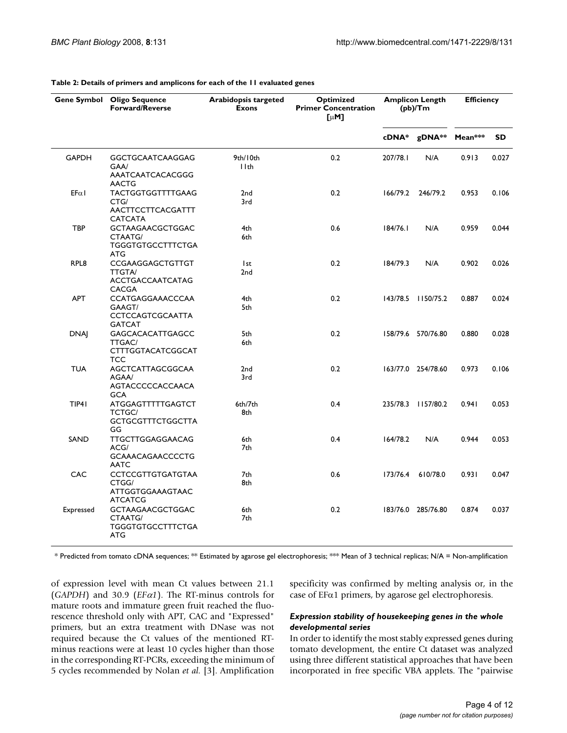**Table 2: Details of primers and amplicons for each of the 11 evaluated genes**

| Gene Symbol | Oligo Sequence Forward/Reverse | Arabidopsis targeted Exons | Optimized Primer Concentration [μM] | Amplicon Length (pb)/Tm | | Efficiency | |
|---|---|---|---|---|---|---|---|
| | | | | cDNA* | gDNA** | Mean*** | SD |
| GAPDH | GGCTGCAATCAAGGAGGAA/ AAATCAATCACACGGGAACTG | 9th/10th 11th | 0.2 | 207/78.1 | N/A | 0.913 | 0.027 |
| EFα1 | TACTGGTGGTTTTGAAGCTG/ AACTTCCTTCACGATTTCATCATA | 2nd 3rd | 0.2 | 166/79.2 | 246/79.2 | 0.953 | 0.106 |
| TBP | GCTAAGAACGCTGGACCTAATG/ TGGGTGTGCCTTTCTGAATG | 4th 6th | 0.6 | 184/76.1 | N/A | 0.959 | 0.044 |
| RPL8 | CCGAAGGAGCTGTTGTTTGTA/ ACCTGACCAATCATAGCACGA | 1st 2nd | 0.2 | 184/79.3 | N/A | 0.902 | 0.026 |
| APT | CCATGAGGAAACCCAAGAAGT/ CCTCCAGTCGCAATTAGATCAT | 4th 5th | 0.2 | 143/78.5 | 1150/75.2 | 0.887 | 0.024 |
| DNAJ | GAGCACACATTGAGCCTTGAC/ CTTTGGTACATCGGCATTCC | 5th 6th | 0.2 | 158/79.6 | 570/76.80 | 0.880 | 0.028 |
| TUA | AGCTCATTAGCGGCAAAGAA/ AGTACCCCCACCAACAGCA | 2nd 3rd | 0.2 | 163/77.0 | 254/78.60 | 0.973 | 0.106 |
| TIP41 | ATGGAGTTTTTGAGTCTTCTGC/ GCTGCGTTTCTGGCTTAGG | 6th/7th 8th | 0.4 | 235/78.3 | 1157/80.2 | 0.941 | 0.053 |
| SAND | TTGCTTGGAGGAACAGACG/ GCAAACAGAACCCCTGAATC | 6th 7th | 0.4 | 164/78.2 | N/A | 0.944 | 0.053 |
| CAC | CCTCCGTTGTGATGTAACTGG/ ATTGGTGGAAAGTAACATCATCG | 7th 8th | 0.6 | 173/76.4 | 610/78.0 | 0.931 | 0.047 |
| Expressed | GCTAAGAACGCTGGACCTAATG/ TGGGTGTGCCTTTCTGAATG | 6th 7th | 0.2 | 183/76.0 | 285/76.80 | 0.874 | 0.037 |

\* Predicted from tomato cDNA sequences; ** Estimated by agarose gel electrophoresis; *** Mean of 3 technical replicas; N/A = Non-amplification

of expression level with mean Ct values between 21.1 (*GAPDH*) and 30.9 (*EFα1*). The RT-minus controls for mature roots and immature green fruit reached the fluorescence threshold only with APT, CAC and "Expressed" primers, but an extra treatment with DNase was not required because the Ct values of the mentioned RT-minus reactions were at least 10 cycles higher than those in the corresponding RT-PCRs, exceeding the minimum of 5 cycles recommended by Nolan *et al.* [3]. Amplification specificity was confirmed by melting analysis or, in the case of EFα1 primers, by agarose gel electrophoresis.

### *Expression stability of housekeeping genes in the whole developmental series*

In order to identify the most stably expressed genes during tomato development, the entire Ct dataset was analyzed using three different statistical approaches that have been incorporated in free specific VBA applets. The "pairwise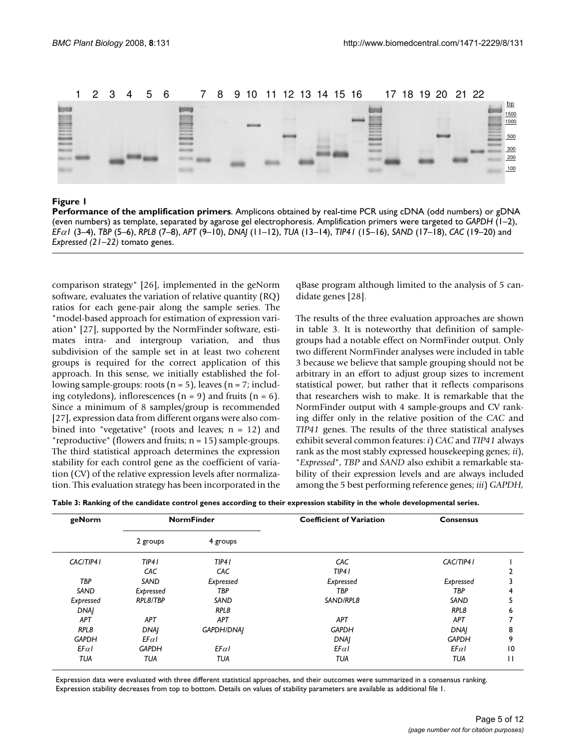**Figure 1**

**Performance of the amplification primers**. Amplicons obtained by real-time PCR using cDNA (odd numbers) or gDNA (even numbers) as template, separated by agarose gel electrophoresis. Amplification primers were targeted to *GAPDH* (1–2), *EFα1* (3–4), *TBP* (5–6), *RPL8* (7–8), *APT* (9–10), *DNAJ* (11–12), *TUA* (13–14), *TIP41* (15–16), *SAND* (17–18), *CAC* (19–20) and *Expressed (21–22)* tomato genes.

comparison strategy" [26], implemented in the geNorm software, evaluates the variation of relative quantity (RQ) ratios for each gene-pair along the sample series. The "model-based approach for estimation of expression variation" [27], supported by the NormFinder software, estimates intra- and intergroup variation, and thus subdivision of the sample set in at least two coherent groups is required for the correct application of this approach. In this sense, we initially established the following sample-groups: roots (n = 5), leaves (n = 7; including cotyledons), inflorescences (n = 9) and fruits (n = 6). Since a minimum of 8 samples/group is recommended [27], expression data from different organs were also combined into "vegetative" (roots and leaves; n = 12) and "reproductive" (flowers and fruits; n = 15) sample-groups. The third statistical approach determines the expression stability for each control gene as the coefficient of variation (CV) of the relative expression levels after normalization. This evaluation strategy has been incorporated in the qBase program although limited to the analysis of 5 candidate genes [28].

The results of the three evaluation approaches are shown in table 3. It is noteworthy that definition of sample-groups had a notable effect on NormFinder output. Only two different NormFinder analyses were included in table 3 because we believe that sample grouping should not be arbitrary in an effort to adjust group sizes to increment statistical power, but rather that it reflects comparisons that researchers wish to make. It is remarkable that the NormFinder output with 4 sample-groups and CV ranking differ only in the relative position of the *CAC* and *TIP41* genes. The results of the three statistical analyses exhibit several common features: *i*) *CAC* and *TIP41* always rank as the most stably expressed housekeeping genes; *ii*), "*Expressed*", *TBP* and *SAND* also exhibit a remarkable stability of their expression levels and are always included among the 5 best performing reference genes; *iii*) *GAPDH*,

**Table 3: Ranking of the candidate control genes according to their expression stability in the whole developmental series.**

| geNorm | NormFinder | | Coefficient of Variation | Consensus | |
|---|---|---|---|---|---|
| | 2 groups | 4 groups | | | |
| *CAC/TIP41* | *TIP41* | *TIP41* | *CAC* | *CAC/TIP41* | 1 |
| | *CAC* | *CAC* | *TIP41* | | 2 |
| *TBP* | *SAND* | *Expressed* | *Expressed* | *Expressed* | 3 |
| *SAND* | *Expressed* | *TBP* | *TBP* | *TBP* | 4 |
| *Expressed* | *RPL8/TBP* | *SAND* | *SAND/RPL8* | *SAND* | 5 |
| *DNAJ* | | *RPL8* | | *RPL8* | 6 |
| *APT* | *APT* | *APT* | *APT* | *APT* | 7 |
| *RPL8* | *DNAJ* | *GAPDH/DNAJ* | *GAPDH* | *DNAJ* | 8 |
| *GAPDH* | *EFα1* | | *DNAJ* | *GAPDH* | 9 |
| *EFα1* | *GAPDH* | *EFα1* | *EFα1* | *EFα1* | 10 |
| *TUA* | *TUA* | *TUA* | *TUA* | *TUA* | 11 |

Expression data were evaluated with three different statistical approaches, and their outcomes were summarized in a consensus ranking. Expression stability decreases from top to bottom. Details on values of stability parameters are available as additional file 1.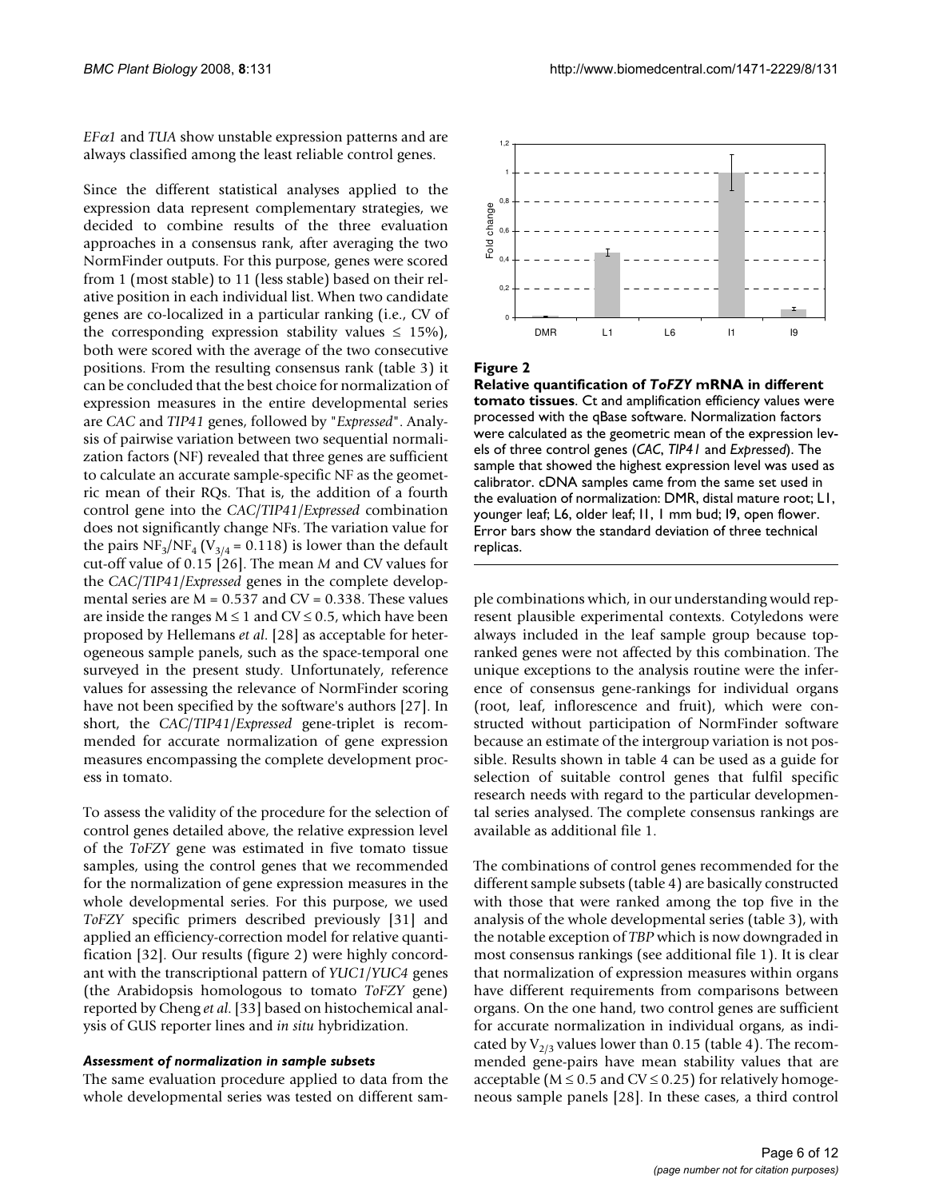*EFα1* and *TUA* show unstable expression patterns and are always classified among the least reliable control genes.

Since the different statistical analyses applied to the expression data represent complementary strategies, we decided to combine results of the three evaluation approaches in a consensus rank, after averaging the two NormFinder outputs. For this purpose, genes were scored from 1 (most stable) to 11 (less stable) based on their relative position in each individual list. When two candidate genes are co-localized in a particular ranking (i.e., CV of the corresponding expression stability values ≤ 15%), both were scored with the average of the two consecutive positions. From the resulting consensus rank (table 3) it can be concluded that the best choice for normalization of expression measures in the entire developmental series are *CAC* and *TIP41* genes, followed by "*Expressed*". Analysis of pairwise variation between two sequential normalization factors (NF) revealed that three genes are sufficient to calculate an accurate sample-specific NF as the geometric mean of their RQs. That is, the addition of a fourth control gene into the *CAC*/*TIP41*/*Expressed* combination does not significantly change NFs. The variation value for the pairs $NF_3/NF_4$ ($V_{3/4}$ = 0.118) is lower than the default cut-off value of 0.15 [26]. The mean *M* and CV values for the *CAC*/*TIP41*/*Expressed* genes in the complete developmental series are M = 0.537 and CV = 0.338. These values are inside the ranges M ≤ 1 and CV ≤ 0.5, which have been proposed by Hellemans *et al.* [28] as acceptable for heterogeneous sample panels, such as the space-temporal one surveyed in the present study. Unfortunately, reference values for assessing the relevance of NormFinder scoring have not been specified by the software's authors [27]. In short, the *CAC*/*TIP41*/*Expressed* gene-triplet is recommended for accurate normalization of gene expression measures encompassing the complete development process in tomato.

To assess the validity of the procedure for the selection of control genes detailed above, the relative expression level of the *ToFZY* gene was estimated in five tomato tissue samples, using the control genes that we recommended for the normalization of gene expression measures in the whole developmental series. For this purpose, we used *ToFZY* specific primers described previously [31] and applied an efficiency-correction model for relative quantification [32]. Our results (figure 2) were highly concordant with the transcriptional pattern of *YUC1*/*YUC4* genes (the Arabidopsis homologous to tomato *ToFZY* gene) reported by Cheng *et al.* [33] based on histochemical analysis of GUS reporter lines and *in situ* hybridization.

#### *Assessment of normalization in sample subsets*

The same evaluation procedure applied to data from the whole developmental series was tested on different sample combinations which, in our understanding would represent plausible experimental contexts. Cotyledons were always included in the leaf sample group because top-ranked genes were not affected by this combination. The unique exceptions to the analysis routine were the inference of consensus gene-rankings for individual organs (root, leaf, inflorescence and fruit), which were constructed without participation of NormFinder software because an estimate of the intergroup variation is not possible. Results shown in table 4 can be used as a guide for selection of suitable control genes that fulfil specific research needs with regard to the particular developmental series analysed. The complete consensus rankings are available as additional file 1.

**Figure 2**

**Relative quantification of *ToFZY* mRNA in different tomato tissues**. Ct and amplification efficiency values were processed with the qBase software. Normalization factors were calculated as the geometric mean of the expression levels of three control genes (*CAC*, *TIP41* and *Expressed*). The sample that showed the highest expression level was used as calibrator. cDNA samples came from the same set used in the evaluation of normalization: DMR, distal mature root; L1, younger leaf; L6, older leaf; I1, 1 mm bud; I9, open flower. Error bars show the standard deviation of three technical replicas.

The combinations of control genes recommended for the different sample subsets (table 4) are basically constructed with those that were ranked among the top five in the analysis of the whole developmental series (table 3), with the notable exception of *TBP* which is now downgraded in most consensus rankings (see additional file 1). It is clear that normalization of expression measures within organs have different requirements from comparisons between organs. On the one hand, two control genes are sufficient for accurate normalization in individual organs, as indicated by $V_{2/3}$ values lower than 0.15 (table 4). The recommended gene-pairs have mean stability values that are acceptable (M ≤ 0.5 and CV ≤ 0.25) for relatively homogeneous sample panels [28]. In these cases, a third control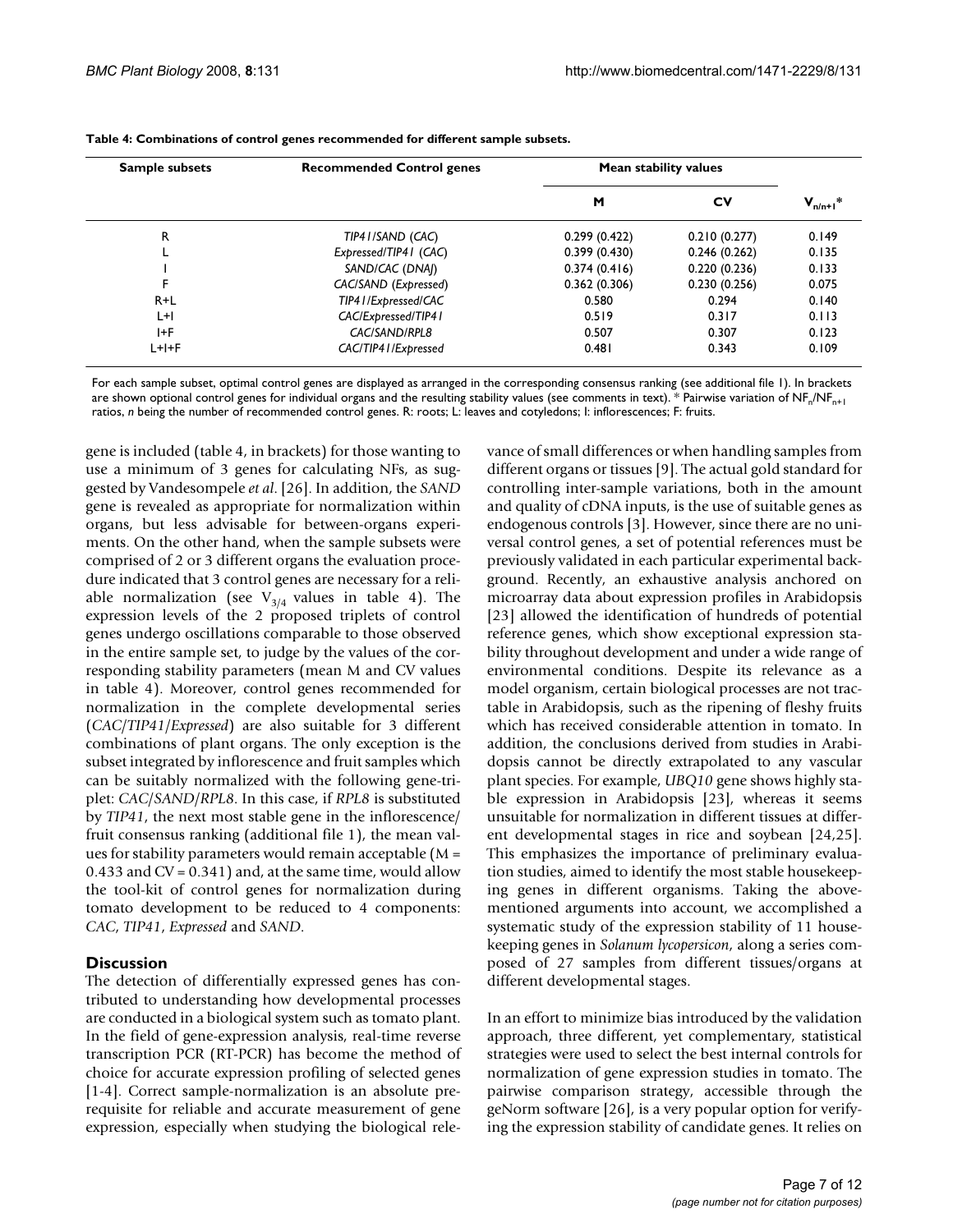**Table 4: Combinations of control genes recommended for different sample subsets.**

| Sample subsets | Recommended Control genes | Mean stability values | | $V_{n/n+1}$* |
|---|---|---|---|---|
| | | M | CV | |
| R | *TIP41/SAND (CAC)* | 0.299 (0.422) | 0.210 (0.277) | 0.149 |
| L | *Expressed/TIP41 (CAC)* | 0.399 (0.430) | 0.246 (0.262) | 0.135 |
| I | *SAND/CAC (DNAJ)* | 0.374 (0.416) | 0.220 (0.236) | 0.133 |
| F | *CAC/SAND (Expressed)* | 0.362 (0.306) | 0.230 (0.256) | 0.075 |
| R+L | *TIP41/Expressed/CAC* | 0.580 | 0.294 | 0.140 |
| L+I | *CAC/Expressed/TIP41* | 0.519 | 0.317 | 0.113 |
| I+F | *CAC/SAND/RPL8* | 0.507 | 0.307 | 0.123 |
| L+I+F | *CAC/TIP41/Expressed* | 0.481 | 0.343 | 0.109 |

For each sample subset, optimal control genes are displayed as arranged in the corresponding consensus ranking (see additional file 1). In brackets are shown optional control genes for individual organs and the resulting stability values (see comments in text). * Pairwise variation of $NF_n/NF_{n+1}$ ratios, *n* being the number of recommended control genes. R: roots; L: leaves and cotyledons; I: inflorescences; F: fruits.

gene is included (table 4, in brackets) for those wanting to use a minimum of 3 genes for calculating NFs, as suggested by Vandesompele *et al.* [26]. In addition, the *SAND* gene is revealed as appropriate for normalization within organs, but less advisable for between-organs experiments. On the other hand, when the sample subsets were comprised of 2 or 3 different organs the evaluation procedure indicated that 3 control genes are necessary for a reliable normalization (see $V_{3/4}$ values in table 4). The expression levels of the 2 proposed triplets of control genes undergo oscillations comparable to those observed in the entire sample set, to judge by the values of the corresponding stability parameters (mean M and CV values in table 4). Moreover, control genes recommended for normalization in the complete developmental series (*CAC*/*TIP41*/*Expressed*) are also suitable for 3 different combinations of plant organs. The only exception is the subset integrated by inflorescence and fruit samples which can be suitably normalized with the following gene-triplet: *CAC*/*SAND*/*RPL8*. In this case, if *RPL8* is substituted by *TIP41*, the next most stable gene in the inflorescence/fruit consensus ranking (additional file 1), the mean values for stability parameters would remain acceptable (M = 0.433 and CV = 0.341) and, at the same time, would allow the tool-kit of control genes for normalization during tomato development to be reduced to 4 components: *CAC*, *TIP41*, *Expressed* and *SAND*.

## Discussion

The detection of differentially expressed genes has contributed to understanding how developmental processes are conducted in a biological system such as tomato plant. In the field of gene-expression analysis, real-time reverse transcription PCR (RT-PCR) has become the method of choice for accurate expression profiling of selected genes [1-4]. Correct sample-normalization is an absolute prerequisite for reliable and accurate measurement of gene expression, especially when studying the biological relevance of small differences or when handling samples from different organs or tissues [9]. The actual gold standard for controlling inter-sample variations, both in the amount and quality of cDNA inputs, is the use of suitable genes as endogenous controls [3]. However, since there are no universal control genes, a set of potential references must be previously validated in each particular experimental background. Recently, an exhaustive analysis anchored on microarray data about expression profiles in Arabidopsis [23] allowed the identification of hundreds of potential reference genes, which show exceptional expression stability throughout development and under a wide range of environmental conditions. Despite its relevance as a model organism, certain biological processes are not tractable in Arabidopsis, such as the ripening of fleshy fruits which has received considerable attention in tomato. In addition, the conclusions derived from studies in Arabidopsis cannot be directly extrapolated to any vascular plant species. For example, *UBQ10* gene shows highly stable expression in Arabidopsis [23], whereas it seems unsuitable for normalization in different tissues at different developmental stages in rice and soybean [24,25]. This emphasizes the importance of preliminary evaluation studies, aimed to identify the most stable housekeeping genes in different organisms. Taking the above-mentioned arguments into account, we accomplished a systematic study of the expression stability of 11 housekeeping genes in *Solanum lycopersicon*, along a series composed of 27 samples from different tissues/organs at different developmental stages.

In an effort to minimize bias introduced by the validation approach, three different, yet complementary, statistical strategies were used to select the best internal controls for normalization of gene expression studies in tomato. The pairwise comparison strategy, accessible through the geNorm software [26], is a very popular option for verifying the expression stability of candidate genes. It relies on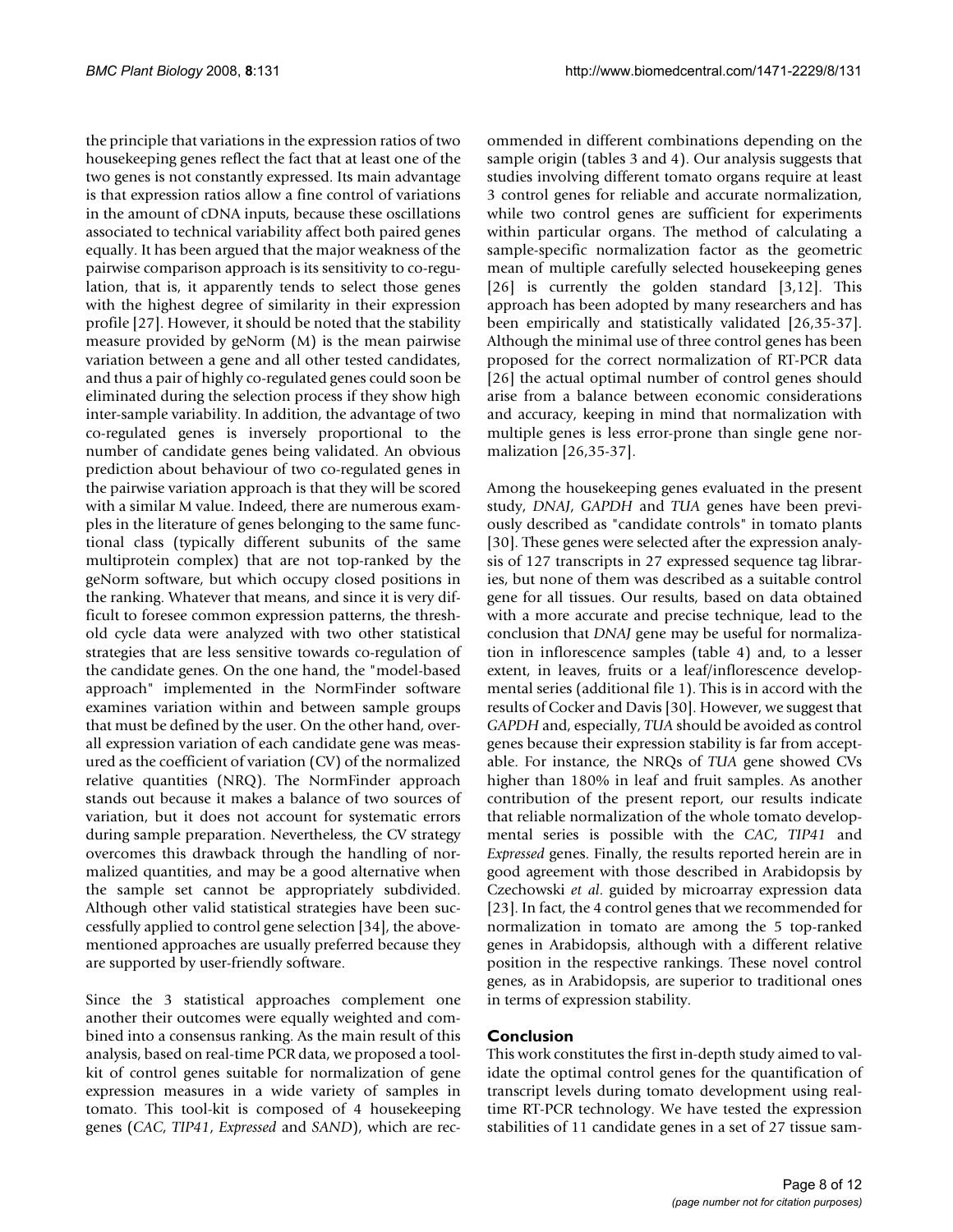the principle that variations in the expression ratios of two housekeeping genes reflect the fact that at least one of the two genes is not constantly expressed. Its main advantage is that expression ratios allow a fine control of variations in the amount of cDNA inputs, because these oscillations associated to technical variability affect both paired genes equally. It has been argued that the major weakness of the pairwise comparison approach is its sensitivity to co-regulation, that is, it apparently tends to select those genes with the highest degree of similarity in their expression profile [27]. However, it should be noted that the stability measure provided by geNorm (M) is the mean pairwise variation between a gene and all other tested candidates, and thus a pair of highly co-regulated genes could soon be eliminated during the selection process if they show high inter-sample variability. In addition, the advantage of two co-regulated genes is inversely proportional to the number of candidate genes being validated. An obvious prediction about behaviour of two co-regulated genes in the pairwise variation approach is that they will be scored with a similar M value. Indeed, there are numerous examples in the literature of genes belonging to the same functional class (typically different subunits of the same multiprotein complex) that are not top-ranked by the geNorm software, but which occupy closed positions in the ranking. Whatever that means, and since it is very difficult to foresee common expression patterns, the threshold cycle data were analyzed with two other statistical strategies that are less sensitive towards co-regulation of the candidate genes. On the one hand, the "model-based approach" implemented in the NormFinder software examines variation within and between sample groups that must be defined by the user. On the other hand, overall expression variation of each candidate gene was measured as the coefficient of variation (CV) of the normalized relative quantities (NRQ). The NormFinder approach stands out because it makes a balance of two sources of variation, but it does not account for systematic errors during sample preparation. Nevertheless, the CV strategy overcomes this drawback through the handling of normalized quantities, and may be a good alternative when the sample set cannot be appropriately subdivided. Although other valid statistical strategies have been successfully applied to control gene selection [34], the above-mentioned approaches are usually preferred because they are supported by user-friendly software.

Since the 3 statistical approaches complement one another their outcomes were equally weighted and combined into a consensus ranking. As the main result of this analysis, based on real-time PCR data, we proposed a tool-kit of control genes suitable for normalization of gene expression measures in a wide variety of samples in tomato. This tool-kit is composed of 4 housekeeping genes (*CAC*, *TIP41*, *Expressed* and *SAND*), which are recommended in different combinations depending on the sample origin (tables 3 and 4). Our analysis suggests that studies involving different tomato organs require at least 3 control genes for reliable and accurate normalization, while two control genes are sufficient for experiments within particular organs. The method of calculating a sample-specific normalization factor as the geometric mean of multiple carefully selected housekeeping genes [26] is currently the golden standard [3,12]. This approach has been adopted by many researchers and has been empirically and statistically validated [26,35-37]. Although the minimal use of three control genes has been proposed for the correct normalization of RT-PCR data [26] the actual optimal number of control genes should arise from a balance between economic considerations and accuracy, keeping in mind that normalization with multiple genes is less error-prone than single gene normalization [26,35-37].

Among the housekeeping genes evaluated in the present study, *DNAJ*, *GAPDH* and *TUA* genes have been previously described as "candidate controls" in tomato plants [30]. These genes were selected after the expression analysis of 127 transcripts in 27 expressed sequence tag libraries, but none of them was described as a suitable control gene for all tissues. Our results, based on data obtained with a more accurate and precise technique, lead to the conclusion that *DNAJ* gene may be useful for normalization in inflorescence samples (table 4) and, to a lesser extent, in leaves, fruits or a leaf/inflorescence developmental series (additional file 1). This is in accord with the results of Cocker and Davis [30]. However, we suggest that *GAPDH* and, especially, *TUA* should be avoided as control genes because their expression stability is far from acceptable. For instance, the NRQs of *TUA* gene showed CVs higher than 180% in leaf and fruit samples. As another contribution of the present report, our results indicate that reliable normalization of the whole tomato developmental series is possible with the *CAC*, *TIP41* and *Expressed* genes. Finally, the results reported herein are in good agreement with those described in Arabidopsis by Czechowski *et al*. guided by microarray expression data [23]. In fact, the 4 control genes that we recommended for normalization in tomato are among the 5 top-ranked genes in Arabidopsis, although with a different relative position in the respective rankings. These novel control genes, as in Arabidopsis, are superior to traditional ones in terms of expression stability.

## Conclusion

This work constitutes the first in-depth study aimed to validate the optimal control genes for the quantification of transcript levels during tomato development using real-time RT-PCR technology. We have tested the expression stabilities of 11 candidate genes in a set of 27 tissue sam-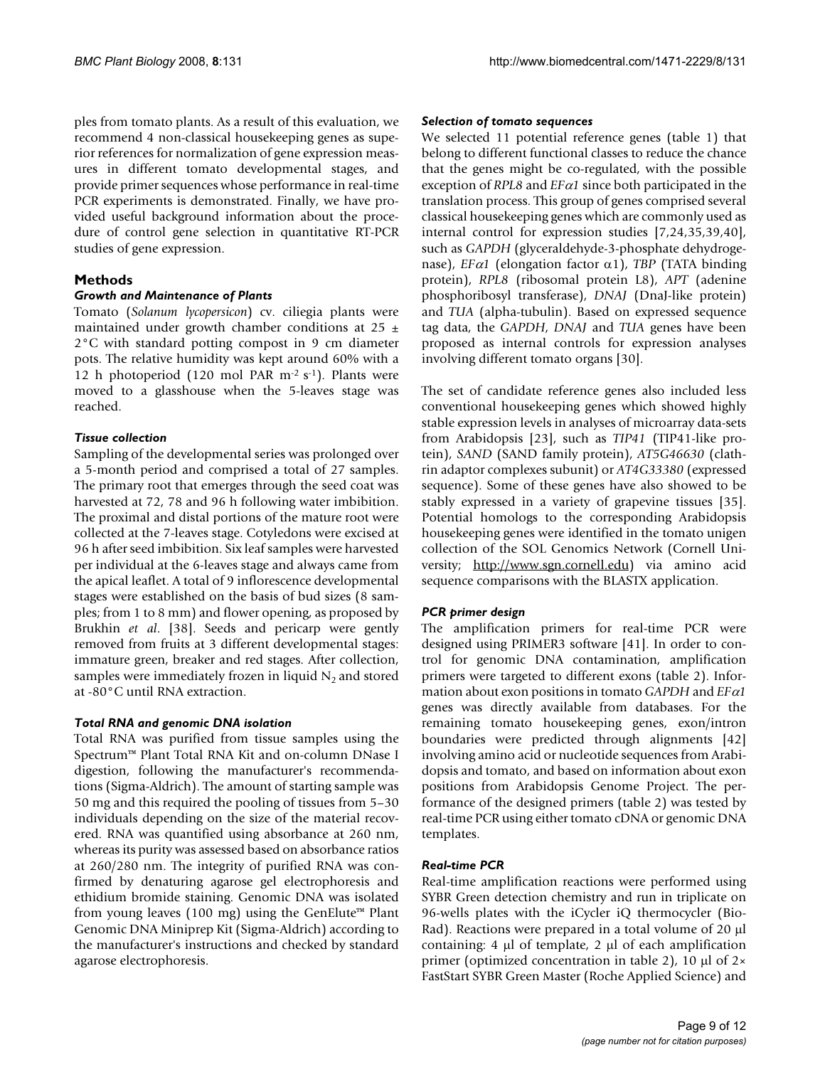ples from tomato plants. As a result of this evaluation, we recommend 4 non-classical housekeeping genes as superior references for normalization of gene expression measures in different tomato developmental stages, and provide primer sequences whose performance in real-time PCR experiments is demonstrated. Finally, we have provided useful background information about the procedure of control gene selection in quantitative RT-PCR studies of gene expression.

## Methods

### Growth and Maintenance of Plants

Tomato (*Solanum lycopersicon*) cv. ciliegia plants were maintained under growth chamber conditions at 25 ± 2°C with standard potting compost in 9 cm diameter pots. The relative humidity was kept around 60% with a 12 h photoperiod (120 mol PAR $m^{-2}$ $s^{-1}$). Plants were moved to a glasshouse when the 5-leaves stage was reached.

### Tissue collection

Sampling of the developmental series was prolonged over a 5-month period and comprised a total of 27 samples. The primary root that emerges through the seed coat was harvested at 72, 78 and 96 h following water imbibition. The proximal and distal portions of the mature root were collected at the 7-leaves stage. Cotyledons were excised at 96 h after seed imbibition. Six leaf samples were harvested per individual at the 6-leaves stage and always came from the apical leaflet. A total of 9 inflorescence developmental stages were established on the basis of bud sizes (8 samples; from 1 to 8 mm) and flower opening, as proposed by Brukhin *et al*. [38]. Seeds and pericarp were gently removed from fruits at 3 different developmental stages: immature green, breaker and red stages. After collection, samples were immediately frozen in liquid $N_2$ and stored at -80°C until RNA extraction.

### Total RNA and genomic DNA isolation

Total RNA was purified from tissue samples using the Spectrum™ Plant Total RNA Kit and on-column DNase I digestion, following the manufacturer's recommendations (Sigma-Aldrich). The amount of starting sample was 50 mg and this required the pooling of tissues from 5–30 individuals depending on the size of the material recovered. RNA was quantified using absorbance at 260 nm, whereas its purity was assessed based on absorbance ratios at 260/280 nm. The integrity of purified RNA was confirmed by denaturing agarose gel electrophoresis and ethidium bromide staining. Genomic DNA was isolated from young leaves (100 mg) using the GenElute™ Plant Genomic DNA Miniprep Kit (Sigma-Aldrich) according to the manufacturer's instructions and checked by standard agarose electrophoresis.

### Selection of tomato sequences

We selected 11 potential reference genes (table 1) that belong to different functional classes to reduce the chance that the genes might be co-regulated, with the possible exception of *RPL8* and *EFα1* since both participated in the translation process. This group of genes comprised several classical housekeeping genes which are commonly used as internal control for expression studies [7,24,35,39,40], such as *GAPDH* (glyceraldehyde-3-phosphate dehydrogenase), *EFα1* (elongation factor α1), *TBP* (TATA binding protein), *RPL8* (ribosomal protein L8), *APT* (adenine phosphoribosyl transferase), *DNAJ* (DnaJ-like protein) and *TUA* (alpha-tubulin). Based on expressed sequence tag data, the *GAPDH*, *DNAJ* and *TUA* genes have been proposed as internal controls for expression analyses involving different tomato organs [30].

The set of candidate reference genes also included less conventional housekeeping genes which showed highly stable expression levels in analyses of microarray data-sets from Arabidopsis [23], such as *TIP41* (TIP41-like protein), *SAND* (SAND family protein), *AT5G46630* (clathrin adaptor complexes subunit) or *AT4G33380* (expressed sequence). Some of these genes have also showed to be stably expressed in a variety of grapevine tissues [35]. Potential homologs to the corresponding Arabidopsis housekeeping genes were identified in the tomato unigen collection of the SOL Genomics Network (Cornell University; http://www.sgn.cornell.edu) via amino acid sequence comparisons with the BLASTX application.

### PCR primer design

The amplification primers for real-time PCR were designed using PRIMER3 software [41]. In order to control for genomic DNA contamination, amplification primers were targeted to different exons (table 2). Information about exon positions in tomato *GAPDH* and *EFα1* genes was directly available from databases. For the remaining tomato housekeeping genes, exon/intron boundaries were predicted through alignments [42] involving amino acid or nucleotide sequences from Arabidopsis and tomato, and based on information about exon positions from Arabidopsis Genome Project. The performance of the designed primers (table 2) was tested by real-time PCR using either tomato cDNA or genomic DNA templates.

### Real-time PCR

Real-time amplification reactions were performed using SYBR Green detection chemistry and run in triplicate on 96-wells plates with the iCycler iQ thermocycler (Bio-Rad). Reactions were prepared in a total volume of 20 μl containing: 4 μl of template, 2 μl of each amplification primer (optimized concentration in table 2), 10 μl of 2× FastStart SYBR Green Master (Roche Applied Science) and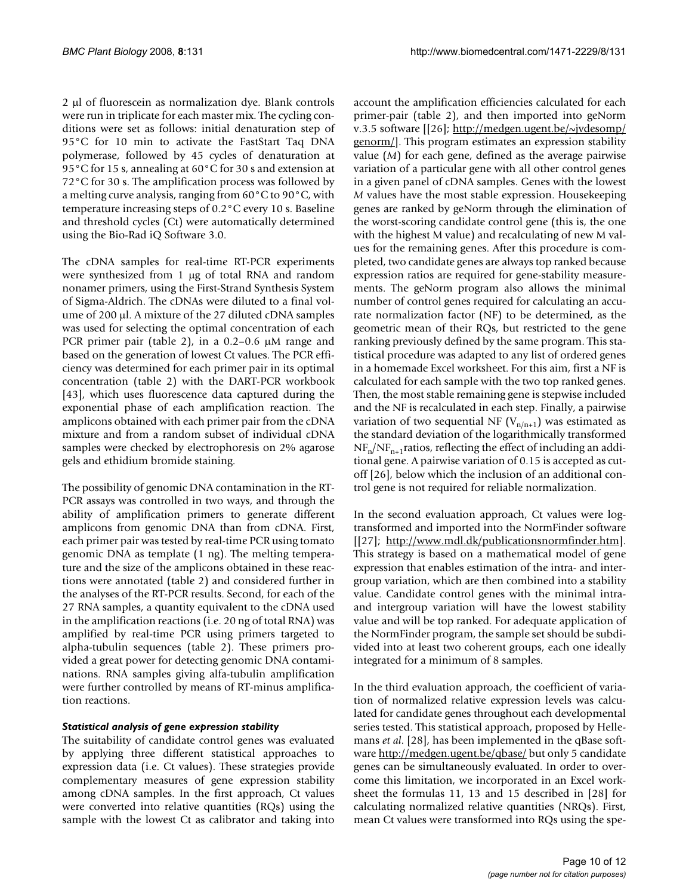2 μl of fluorescein as normalization dye. Blank controls were run in triplicate for each master mix. The cycling conditions were set as follows: initial denaturation step of 95°C for 10 min to activate the FastStart Taq DNA polymerase, followed by 45 cycles of denaturation at 95°C for 15 s, annealing at 60°C for 30 s and extension at 72°C for 30 s. The amplification process was followed by a melting curve analysis, ranging from 60°C to 90°C, with temperature increasing steps of 0.2°C every 10 s. Baseline and threshold cycles (Ct) were automatically determined using the Bio-Rad iQ Software 3.0.

The cDNA samples for real-time RT-PCR experiments were synthesized from 1 μg of total RNA and random nonamer primers, using the First-Strand Synthesis System of Sigma-Aldrich. The cDNAs were diluted to a final volume of 200 μl. A mixture of the 27 diluted cDNA samples was used for selecting the optimal concentration of each PCR primer pair (table 2), in a 0.2–0.6 μM range and based on the generation of lowest Ct values. The PCR efficiency was determined for each primer pair in its optimal concentration (table 2) with the DART-PCR workbook [43], which uses fluorescence data captured during the exponential phase of each amplification reaction. The amplicons obtained with each primer pair from the cDNA mixture and from a random subset of individual cDNA samples were checked by electrophoresis on 2% agarose gels and ethidium bromide staining.

The possibility of genomic DNA contamination in the RT-PCR assays was controlled in two ways, and through the ability of amplification primers to generate different amplicons from genomic DNA than from cDNA. First, each primer pair was tested by real-time PCR using tomato genomic DNA as template (1 ng). The melting temperature and the size of the amplicons obtained in these reactions were annotated (table 2) and considered further in the analyses of the RT-PCR results. Second, for each of the 27 RNA samples, a quantity equivalent to the cDNA used in the amplification reactions (i.e. 20 ng of total RNA) was amplified by real-time PCR using primers targeted to alpha-tubulin sequences (table 2). These primers provided a great power for detecting genomic DNA contaminations. RNA samples giving alfa-tubulin amplification were further controlled by means of RT-minus amplification reactions.

### *Statistical analysis of gene expression stability*

The suitability of candidate control genes was evaluated by applying three different statistical approaches to expression data (i.e. Ct values). These strategies provide complementary measures of gene expression stability among cDNA samples. In the first approach, Ct values were converted into relative quantities (RQs) using the sample with the lowest Ct as calibrator and taking into account the amplification efficiencies calculated for each primer-pair (table 2), and then imported into geNorm v.3.5 software [[26]; http://medgen.ugent.be/~jvdesomp/genorm/]. This program estimates an expression stability value (*M*) for each gene, defined as the average pairwise variation of a particular gene with all other control genes in a given panel of cDNA samples. Genes with the lowest *M* values have the most stable expression. Housekeeping genes are ranked by geNorm through the elimination of the worst-scoring candidate control gene (this is, the one with the highest M value) and recalculating of new M values for the remaining genes. After this procedure is completed, two candidate genes are always top ranked because expression ratios are required for gene-stability measurements. The geNorm program also allows the minimal number of control genes required for calculating an accurate normalization factor (NF) to be determined, as the geometric mean of their RQs, but restricted to the gene ranking previously defined by the same program. This statistical procedure was adapted to any list of ordered genes in a homemade Excel worksheet. For this aim, first a NF is calculated for each sample with the two top ranked genes. Then, the most stable remaining gene is stepwise included and the NF is recalculated in each step. Finally, a pairwise variation of two sequential NF ($V_{n/n+1}$) was estimated as the standard deviation of the logarithmically transformed $NF_n/NF_{n+1}$ ratios, reflecting the effect of including an additional gene. A pairwise variation of 0.15 is accepted as cutoff [26], below which the inclusion of an additional control gene is not required for reliable normalization.

In the second evaluation approach, Ct values were log-transformed and imported into the NormFinder software [[27]; http://www.mdl.dk/publicationsnormfinder.htm]. This strategy is based on a mathematical model of gene expression that enables estimation of the intra- and intergroup variation, which are then combined into a stability value. Candidate control genes with the minimal intra- and intergroup variation will have the lowest stability value and will be top ranked. For adequate application of the NormFinder program, the sample set should be subdivided into at least two coherent groups, each one ideally integrated for a minimum of 8 samples.

In the third evaluation approach, the coefficient of variation of normalized relative expression levels was calculated for candidate genes throughout each developmental series tested. This statistical approach, proposed by Hellemans *et al*. [28], has been implemented in the qBase software http://medgen.ugent.be/qbase/ but only 5 candidate genes can be simultaneously evaluated. In order to overcome this limitation, we incorporated in an Excel worksheet the formulas 11, 13 and 15 described in [28] for calculating normalized relative quantities (NRQs). First, mean Ct values were transformed into RQs using the spe-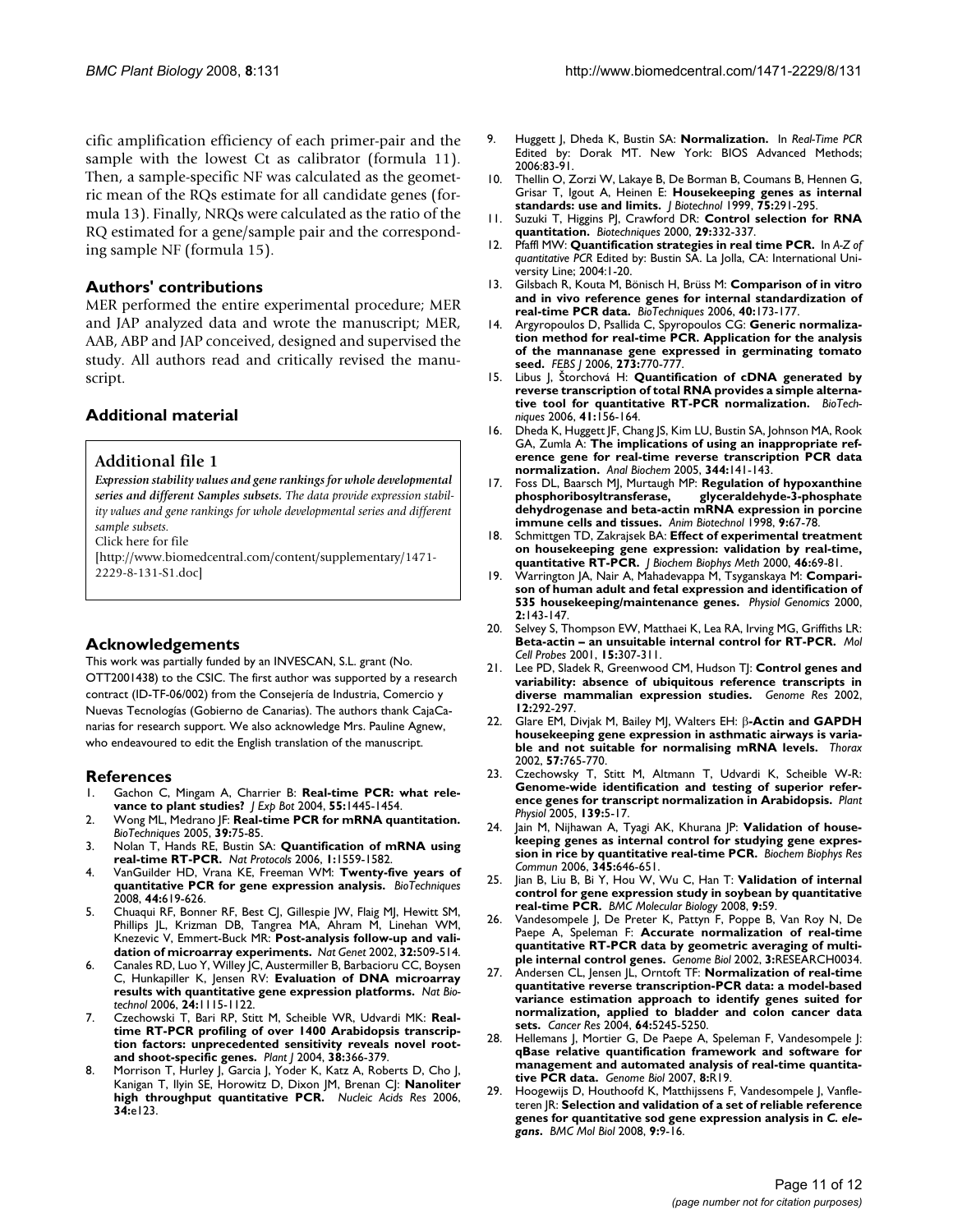cific amplification efficiency of each primer-pair and the sample with the lowest Ct as calibrator (formula 11). Then, a sample-specific NF was calculated as the geometric mean of the RQs estimate for all candidate genes (formula 13). Finally, NRQs were calculated as the ratio of the RQ estimated for a gene/sample pair and the corresponding sample NF (formula 15).

## Authors' contributions

MER performed the entire experimental procedure; MER and JAP analyzed data and wrote the manuscript; MER, AAB, ABP and JAP conceived, designed and supervised the study. All authors read and critically revised the manuscript.

## Additional material

### Additional file 1

***Expression stability values and gene rankings for whole developmental series and different Samples subsets.*** *The data provide expression stability values and gene rankings for whole developmental series and different sample subsets.*
Click here for file
[http://www.biomedcentral.com/content/supplementary/1471-2229-8-131-S1.doc]

## Acknowledgements

This work was partially funded by an INVESCAN, S.L. grant (No. OTT2001438) to the CSIC. The first author was supported by a research contract (ID-TF-06/002) from the Consejería de Industria, Comercio y Nuevas Tecnologías (Gobierno de Canarias). The authors thank CajaCanarias for research support. We also acknowledge Mrs. Pauline Agnew, who endeavoured to edit the English translation of the manuscript.

## References

1. Gachon C, Mingam A, Charrier B: **Real-time PCR: what relevance to plant studies?** *J Exp Bot* 2004, **55:**1445-1454.
2. Wong ML, Medrano JF: **Real-time PCR for mRNA quantitation.** *BioTechniques* 2005, **39:**75-85.
3. Nolan T, Hands RE, Bustin SA: **Quantification of mRNA using real-time RT-PCR.** *Nat Protocols* 2006, **1:**1559-1582.
4. VanGuilder HD, Vrana KE, Freeman WM: **Twenty-five years of quantitative PCR for gene expression analysis.** *BioTechniques* 2008, **44:**619-626.
5. Chuaqui RF, Bonner RF, Best CJ, Gillespie JW, Flaig MJ, Hewitt SM, Phillips JL, Krizman DB, Tangrea MA, Ahram M, Linehan WM, Knezevic V, Emmert-Buck MR: **Post-analysis follow-up and validation of microarray experiments.** *Nat Genet* 2002, **32:**509-514.
6. Canales RD, Luo Y, Willey JC, Austermiller B, Barbacioru CC, Boysen C, Hunkapiller K, Jensen RV: **Evaluation of DNA microarray results with quantitative gene expression platforms.** *Nat Biotechnol* 2006, **24:**1115-1122.
7. Czechowski T, Bari RP, Stitt M, Scheible WR, Udvardi MK: **Real-time RT-PCR profiling of over 1400 Arabidopsis transcription factors: unprecedented sensitivity reveals novel root- and shoot-specific genes.** *Plant J* 2004, **38:**366-379.
8. Morrison T, Hurley J, Garcia J, Yoder K, Katz A, Roberts D, Cho J, Kanigan T, Ilyin SE, Horowitz D, Dixon JM, Brenan CJ: **Nanoliter high throughput quantitative PCR.** *Nucleic Acids Res* 2006, **34:**e123.
9. Huggett J, Dheda K, Bustin SA: **Normalization.** In *Real-Time PCR* Edited by: Dorak MT. New York: BIOS Advanced Methods; 2006:83-91.
10. Thellin O, Zorzi W, Lakaye B, De Borman B, Coumans B, Hennen G, Grisar T, Igout A, Heinen E: **Housekeeping genes as internal standards: use and limits.** *J Biotechnol* 1999, **75:**291-295.
11. Suzuki T, Higgins PJ, Crawford DR: **Control selection for RNA quantitation.** *Biotechniques* 2000, **29:**332-337.
12. Pfaffl MW: **Quantification strategies in real time PCR.** In *A-Z of quantitative PCR* Edited by: Bustin SA. La Jolla, CA: International University Line; 2004:1-20.
13. Gilsbach R, Kouta M, Bönisch H, Brüss M: **Comparison of in vitro and in vivo reference genes for internal standardization of real-time PCR data.** *BioTechniques* 2006, **40:**173-177.
14. Argyropoulos D, Psallida C, Spyropoulos CG: **Generic normalization method for real-time PCR. Application for the analysis of the mannanase gene expressed in germinating tomato seed.** *FEBS J* 2006, **273:**770-777.
15. Libus J, Štorchová H: **Quantification of cDNA generated by reverse transcription of total RNA provides a simple alternative tool for quantitative RT-PCR normalization.** *BioTechniques* 2006, **41:**156-164.
16. Dheda K, Huggett JF, Chang JS, Kim LU, Bustin SA, Johnson MA, Rook GA, Zumla A: **The implications of using an inappropriate reference gene for real-time reverse transcription PCR data normalization.** *Anal Biochem* 2005, **344:**141-143.
17. Foss DL, Baarsch MJ, Murtaugh MP: **Regulation of hypoxanthine phosphoribosyltransferase, glyceraldehyde-3-phosphate dehydrogenase and beta-actin mRNA expression in porcine immune cells and tissues.** *Anim Biotechnol* 1998, **9:**67-78.
18. Schmittgen TD, Zakrajsek BA: **Effect of experimental treatment on housekeeping gene expression: validation by real-time, quantitative RT-PCR.** *J Biochem Biophys Meth* 2000, **46:**69-81.
19. Warrington JA, Nair A, Mahadevappa M, Tsyganskaya M: **Comparison of human adult and fetal expression and identification of 535 housekeeping/maintenance genes.** *Physiol Genomics* 2000, **2:**143-147.
20. Selvey S, Thompson EW, Matthaei K, Lea RA, Irving MG, Griffiths LR: **Beta-actin – an unsuitable internal control for RT-PCR.** *Mol Cell Probes* 2001, **15:**307-311.
21. Lee PD, Sladek R, Greenwood CM, Hudson TJ: **Control genes and variability: absence of ubiquitous reference transcripts in diverse mammalian expression studies.** *Genome Res* 2002, **12:**292-297.
22. Glare EM, Divjak M, Bailey MJ, Walters EH: **β-Actin and GAPDH housekeeping gene expression in asthmatic airways is variable and not suitable for normalising mRNA levels.** *Thorax* 2002, **57:**765-770.
23. Czechowsky T, Stitt M, Altmann T, Udvardi K, Scheible W-R: **Genome-wide identification and testing of superior reference genes for transcript normalization in Arabidopsis.** *Plant Physiol* 2005, **139:**5-17.
24. Jain M, Nijhawan A, Tyagi AK, Khurana JP: **Validation of housekeeping genes as internal control for studying gene expression in rice by quantitative real-time PCR.** *Biochem Biophys Res Commun* 2006, **345:**646-651.
25. Jian B, Liu B, Bi Y, Hou W, Wu C, Han T: **Validation of internal control for gene expression study in soybean by quantitative real-time PCR.** *BMC Molecular Biology* 2008, **9:**59.
26. Vandesompele J, De Preter K, Pattyn F, Poppe B, Van Roy N, De Paepe A, Speleman F: **Accurate normalization of real-time quantitative RT-PCR data by geometric averaging of multiple internal control genes.** *Genome Biol* 2002, **3:**RESEARCH0034.
27. Andersen CL, Jensen JL, Orntoft TF: **Normalization of real-time quantitative reverse transcription-PCR data: a model-based variance estimation approach to identify genes suited for normalization, applied to bladder and colon cancer data sets.** *Cancer Res* 2004, **64:**5245-5250.
28. Hellemans J, Mortier G, De Paepe A, Speleman F, Vandesompele J: **qBase relative quantification framework and software for management and automated analysis of real-time quantitative PCR data.** *Genome Biol* 2007, **8:**R19.
29. Hoogewijs D, Houthoofd K, Matthijssens F, Vandesompele J, Vanfleteren JR: **Selection and validation of a set of reliable reference genes for quantitative sod gene expression analysis in *C. elegans*.** *BMC Mol Biol* 2008, **9:**9-16.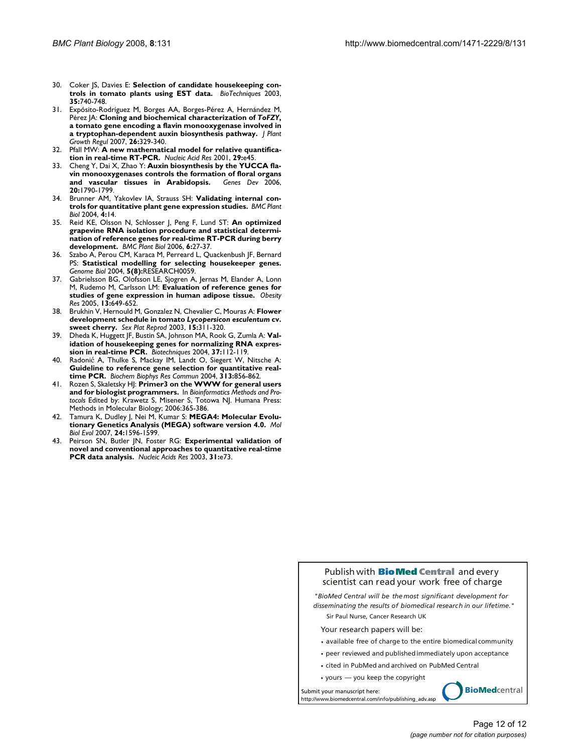30. Coker JS, Davies E: **Selection of candidate housekeeping controls in tomato plants using EST data.** *BioTechniques* 2003, **35:**740-748.
31. Expósito-Rodríguez M, Borges AA, Borges-Pérez A, Hernández M, Pérez JA: **Cloning and biochemical characterization of *ToFZY*, a tomato gene encoding a flavin monooxygenase involved in a tryptophan-dependent auxin biosynthesis pathway.** *J Plant Growth Regul* 2007, **26:**329-340.
32. Pfall MW: **A new mathematical model for relative quantification in real-time RT-PCR.** *Nucleic Acid Res* 2001, **29:**e45.
33. Cheng Y, Dai X, Zhao Y: **Auxin biosynthesis by the YUCCA flavin monooxygenases controls the formation of floral organs and vascular tissues in Arabidopsis.** *Genes Dev* 2006, **20:**1790-1799.
34. Brunner AM, Yakovlev IA, Strauss SH: **Validating internal controls for quantitative plant gene expression studies.** *BMC Plant Biol* 2004, **4:**14.
35. Reid KE, Olsson N, Schlosser J, Peng F, Lund ST: **An optimized grapevine RNA isolation procedure and statistical determination of reference genes for real-time RT-PCR during berry development.** *BMC Plant Biol* 2006, **6:**27-37.
36. Szabo A, Perou CM, Karaca M, Perreard L, Quackenbush JF, Bernard PS: **Statistical modelling for selecting housekeeper genes.** *Genome Biol* 2004, **5(8):**RESEARCH0059.
37. Gabrielsson BG, Olofsson LE, Sjogren A, Jernas M, Elander A, Lonn M, Rudemo M, Carlsson LM: **Evaluation of reference genes for studies of gene expression in human adipose tissue.** *Obesity Res* 2005, **13:**649-652.
38. Brukhin V, Hernould M, Gonzalez N, Chevalier C, Mouras A: **Flower development schedule in tomato *Lycopersicon esculentum* cv. sweet cherry.** *Sex Plat Reprod* 2003, **15:**311-320.
39. Dheda K, Huggett JF, Bustin SA, Johnson MA, Rook G, Zumla A: **Validation of housekeeping genes for normalizing RNA expression in real-time PCR.** *Biotechniques* 2004, **37:**112-119.
40. Radonić A, Thulke S, Mackay IM, Landt O, Siegert W, Nitsche A: **Guideline to reference gene selection for quantitative real-time PCR.** *Biochem Biophys Res Commun* 2004, **313:**856-862.
41. Rozen S, Skaletsky HJ: **Primer3 on the WWW for general users and for biologist programmers.** In *Bioinformatics Methods and Protocols* Edited by: Krawetz S, Misener S, Totowa NJ. Humana Press: Methods in Molecular Biology; 2006:365-386.
42. Tamura K, Dudley J, Nei M, Kumar S: **MEGA4: Molecular Evolutionary Genetics Analysis (MEGA) software version 4.0.** *Mol Biol Evol* 2007, **24:**1596-1599.
43. Peirson SN, Butler JN, Foster RG: **Experimental validation of novel and conventional approaches to quantitative real-time PCR data analysis.** *Nucleic Acids Res* 2003, **31:**e73.

Publish with **BioMed Central** and every scientist can read your work free of charge

*"BioMed Central will be the most significant development for disseminating the results of biomedical research in our lifetime."*

Sir Paul Nurse, Cancer Research UK

Your research papers will be:

- available free of charge to the entire biomedical community
- peer reviewed and published immediately upon acceptance
- cited in PubMed and archived on PubMed Central
- yours — you keep the copyright

Submit your manuscript here:
http://www.biomedcentral.com/info/publishing_adv.asp

BioMedcentral